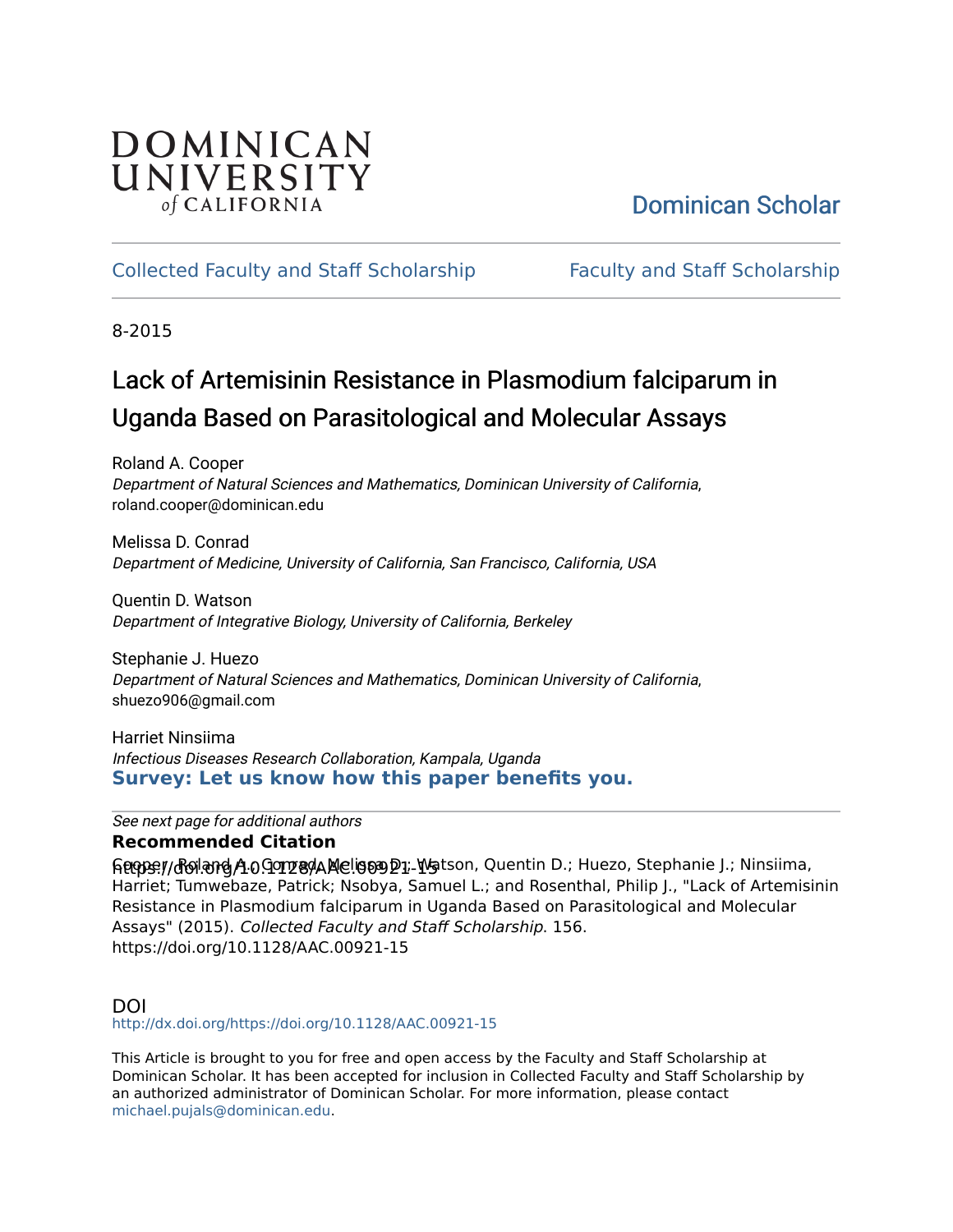DOMINICAN UNIVERSITY *of* CALIFORNIA

Dominican Scholar

Collected Faculty and Staff Scholarship

Faculty and Staff Scholarship

8-2015

# Lack of Artemisinin Resistance in Plasmodium falciparum in Uganda Based on Parasitological and Molecular Assays

Roland A. Cooper
*Department of Natural Sciences and Mathematics, Dominican University of California*, roland.cooper@dominican.edu

Melissa D. Conrad
*Department of Medicine, University of California, San Francisco, California, USA*

Quentin D. Watson
*Department of Integrative Biology, University of California, Berkeley*

Stephanie J. Huezo
*Department of Natural Sciences and Mathematics, Dominican University of California*, shuezo906@gmail.com

Harriet Ninsiima
*Infectious Diseases Research Collaboration, Kampala, Uganda*

**Survey: Let us know how this paper benefits you.**

*See next page for additional authors*

**Recommended Citation**

Cooper, Roland A.; Conrad, Melissa D.; Watson, Quentin D.; Huezo, Stephanie J.; Ninsiima, Harriet; Tumwebaze, Patrick; Nsobya, Samuel L.; and Rosenthal, Philip J., "Lack of Artemisinin Resistance in Plasmodium falciparum in Uganda Based on Parasitological and Molecular Assays" (2015). *Collected Faculty and Staff Scholarship*. 156.
https://doi.org/10.1128/AAC.00921-15

DOI

http://dx.doi.org/https://doi.org/10.1128/AAC.00921-15

This Article is brought to you for free and open access by the Faculty and Staff Scholarship at Dominican Scholar. It has been accepted for inclusion in Collected Faculty and Staff Scholarship by an authorized administrator of Dominican Scholar. For more information, please contact michael.pujals@dominican.edu.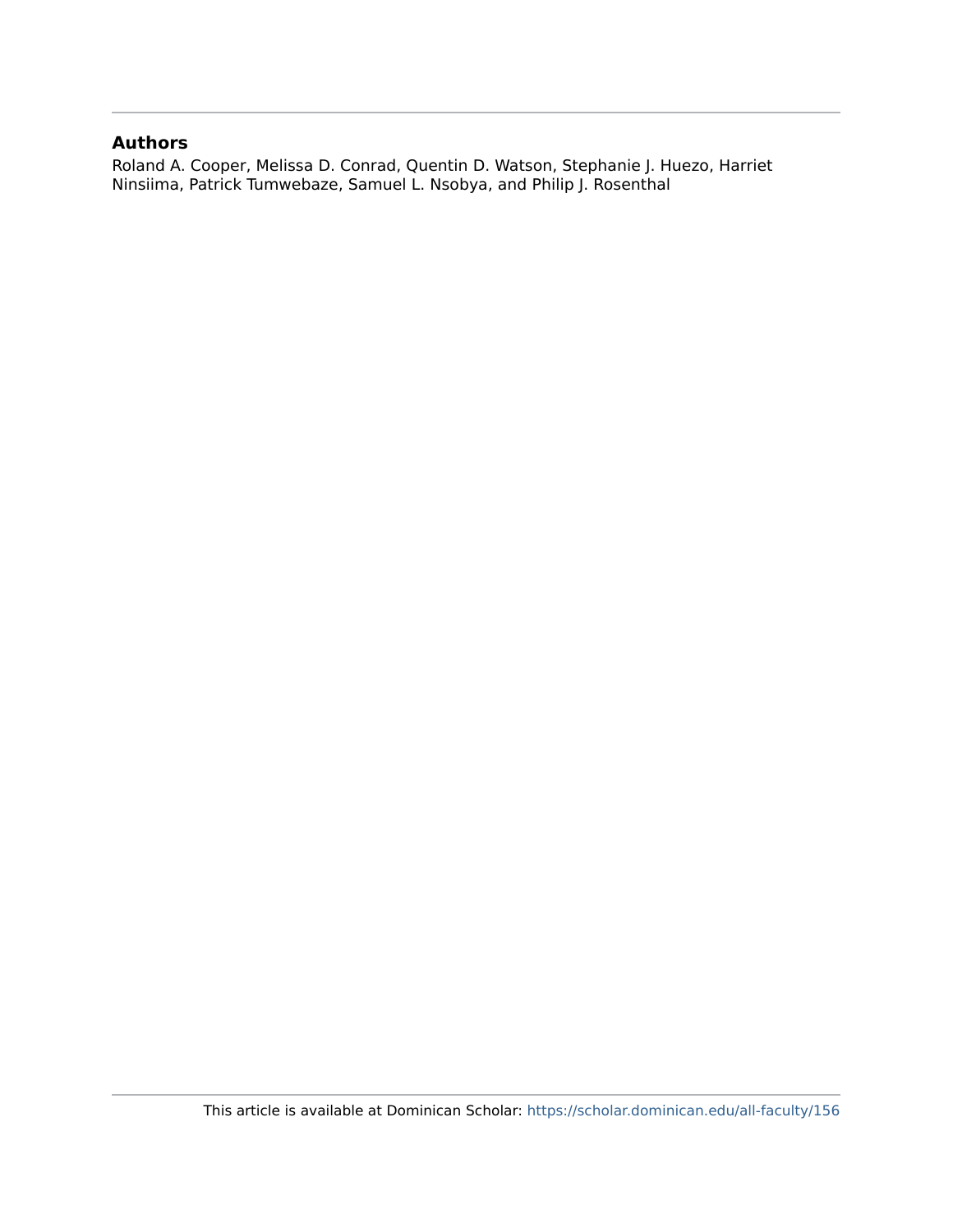## Authors

Roland A. Cooper, Melissa D. Conrad, Quentin D. Watson, Stephanie J. Huezo, Harriet Ninsiima, Patrick Tumwebaze, Samuel L. Nsobya, and Philip J. Rosenthal

This article is available at Dominican Scholar: https://scholar.dominican.edu/all-faculty/156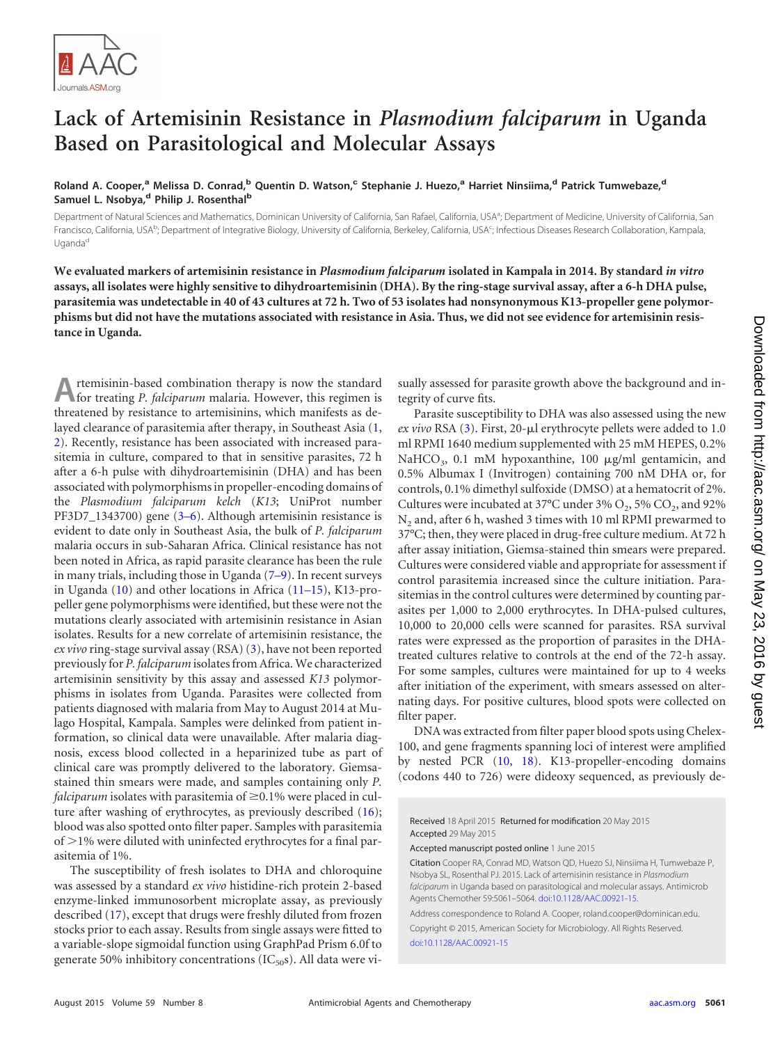# Lack of Artemisinin Resistance in *Plasmodium falciparum* in Uganda Based on Parasitological and Molecular Assays

**Roland A. Cooper,[a] Melissa D. Conrad,[b] Quentin D. Watson,[c] Stephanie J. Huezo,[a] Harriet Ninsiima,[d] Patrick Tumwebaze,[d] Samuel L. Nsobya,[d] Philip J. Rosenthal[b]**

Department of Natural Sciences and Mathematics, Dominican University of California, San Rafael, California, USA[a]; Department of Medicine, University of California, San Francisco, California, USA[b]; Department of Integrative Biology, University of California, Berkeley, California, USA[c]; Infectious Diseases Research Collaboration, Kampala, Uganda[d]

**We evaluated markers of artemisinin resistance in *Plasmodium falciparum* isolated in Kampala in 2014. By standard *in vitro* assays, all isolates were highly sensitive to dihydroartemisinin (DHA). By the ring-stage survival assay, after a 6-h DHA pulse, parasitemia was undetectable in 40 of 43 cultures at 72 h. Two of 53 isolates had nonsynonymous K13-propeller gene polymorphisms but did not have the mutations associated with resistance in Asia. Thus, we did not see evidence for artemisinin resistance in Uganda.**

Artemisinin-based combination therapy is now the standard for treating *P. falciparum* malaria. However, this regimen is threatened by resistance to artemisinins, which manifests as delayed clearance of parasitemia after therapy, in Southeast Asia (1, 2). Recently, resistance has been associated with increased parasitemia in culture, compared to that in sensitive parasites, 72 h after a 6-h pulse with dihydroartemisinin (DHA) and has been associated with polymorphisms in propeller-encoding domains of the *Plasmodium falciparum kelch* (*K13*; UniProt number PF3D7_1343700) gene (3–6). Although artemisinin resistance is evident to date only in Southeast Asia, the bulk of *P. falciparum* malaria occurs in sub-Saharan Africa. Clinical resistance has not been noted in Africa, as rapid parasite clearance has been the rule in many trials, including those in Uganda (7–9). In recent surveys in Uganda (10) and other locations in Africa (11–15), K13-propeller gene polymorphisms were identified, but these were not the mutations clearly associated with artemisinin resistance in Asian isolates. Results for a new correlate of artemisinin resistance, the *ex vivo* ring-stage survival assay (RSA) (3), have not been reported previously for *P. falciparum* isolates from Africa. We characterized artemisinin sensitivity by this assay and assessed *K13* polymorphisms in isolates from Uganda. Parasites were collected from patients diagnosed with malaria from May to August 2014 at Mulago Hospital, Kampala. Samples were delinked from patient information, so clinical data were unavailable. After malaria diagnosis, excess blood collected in a heparinized tube as part of clinical care was promptly delivered to the laboratory. Giemsa-stained thin smears were made, and samples containing only *P. falciparum* isolates with parasitemia of ≥0.1% were placed in culture after washing of erythrocytes, as previously described (16); blood was also spotted onto filter paper. Samples with parasitemia of >1% were diluted with uninfected erythrocytes for a final parasitemia of 1%.

The susceptibility of fresh isolates to DHA and chloroquine was assessed by a standard *ex vivo* histidine-rich protein 2-based enzyme-linked immunosorbent microplate assay, as previously described (17), except that drugs were freshly diluted from frozen stocks prior to each assay. Results from single assays were fitted to a variable-slope sigmoidal function using GraphPad Prism 6.0f to generate 50% inhibitory concentrations ($IC_{50}$s). All data were visually assessed for parasite growth above the background and integrity of curve fits.

Parasite susceptibility to DHA was also assessed using the new *ex vivo* RSA (3). First, 20-μl erythrocyte pellets were added to 1.0 ml RPMI 1640 medium supplemented with 25 mM HEPES, 0.2% $NaHCO_3$, 0.1 mM hypoxanthine, 100 μg/ml gentamicin, and 0.5% Albumax I (Invitrogen) containing 700 nM DHA or, for controls, 0.1% dimethyl sulfoxide (DMSO) at a hematocrit of 2%. Cultures were incubated at 37°C under 3% $O_2$, 5% $CO_2$, and 92% $N_2$ and, after 6 h, washed 3 times with 10 ml RPMI prewarmed to 37°C; then, they were placed in drug-free culture medium. At 72 h after assay initiation, Giemsa-stained thin smears were prepared. Cultures were considered viable and appropriate for assessment if control parasitemia increased since the culture initiation. Parasitemias in the control cultures were determined by counting parasites per 1,000 to 2,000 erythrocytes. In DHA-pulsed cultures, 10,000 to 20,000 cells were scanned for parasites. RSA survival rates were expressed as the proportion of parasites in the DHA-treated cultures relative to controls at the end of the 72-h assay. For some samples, cultures were maintained for up to 4 weeks after initiation of the experiment, with smears assessed on alternating days. For positive cultures, blood spots were collected on filter paper.

DNA was extracted from filter paper blood spots using Chelex-100, and gene fragments spanning loci of interest were amplified by nested PCR (10, 18). K13-propeller-encoding domains (codons 440 to 726) were dideoxy sequenced, as previously de-

Received 18 April 2015 Returned for modification 20 May 2015 Accepted 29 May 2015

Accepted manuscript posted online 1 June 2015

Citation Cooper RA, Conrad MD, Watson QD, Huezo SJ, Ninsiima H, Tumwebaze P, Nsobya SL, Rosenthal PJ. 2015. Lack of artemisinin resistance in *Plasmodium falciparum* in Uganda based on parasitological and molecular assays. Antimicrob Agents Chemother 59:5061–5064. doi:10.1128/AAC.00921-15.

Address correspondence to Roland A. Cooper, roland.cooper@dominican.edu.

Copyright © 2015, American Society for Microbiology. All Rights Reserved.

doi:10.1128/AAC.00921-15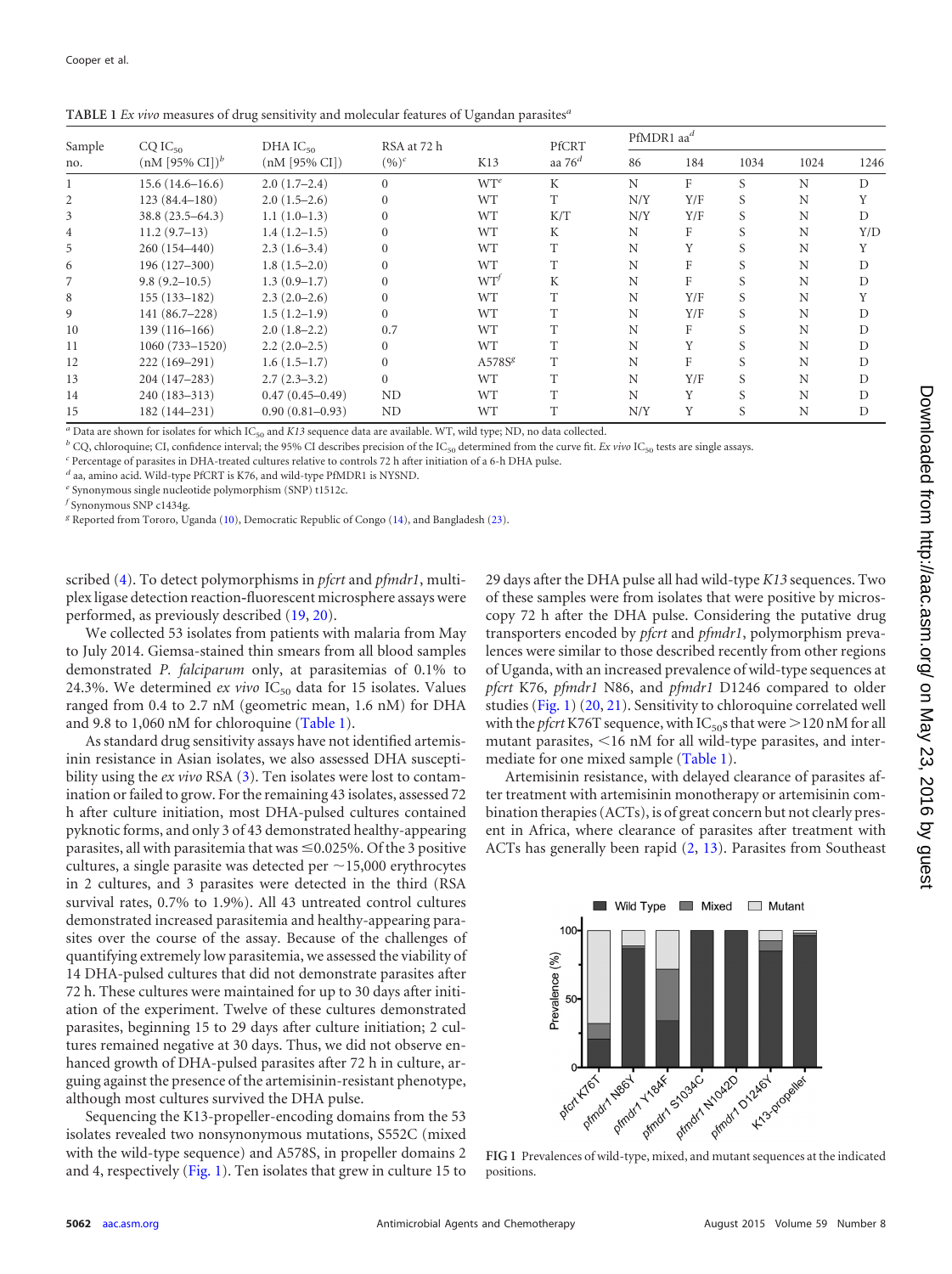**TABLE 1** *Ex vivo* measures of drug sensitivity and molecular features of Ugandan parasites[a]

| Sample no. | CQ $IC_{50}$ (nM [95% CI])[b] | DHA $IC_{50}$ (nM [95% CI]) | RSA at 72 h (%)[c] | K13 | PfCRT aa 76[d] | PfMDR1 aa[d] | | | | |
|---|---|---|---|---|---|---|---|---|---|---|
| | | | | | | 86 | 184 | 1034 | 1024 | 1246 |
| 1 | 15.6 (14.6–16.6) | 2.0 (1.7–2.4) | 0 | WT[e] | K | N | F | S | N | D |
| 2 | 123 (84.4–180) | 2.0 (1.5–2.6) | 0 | WT | T | N/Y | Y/F | S | N | Y |
| 3 | 38.8 (23.5–64.3) | 1.1 (1.0–1.3) | 0 | WT | K/T | N/Y | Y/F | S | N | D |
| 4 | 11.2 (9.7–13) | 1.4 (1.2–1.5) | 0 | WT | K | N | F | S | N | Y/D |
| 5 | 260 (154–440) | 2.3 (1.6–3.4) | 0 | WT | T | N | Y | S | N | Y |
| 6 | 196 (127–300) | 1.8 (1.5–2.0) | 0 | WT | T | N | F | S | N | D |
| 7 | 9.8 (9.2–10.5) | 1.3 (0.9–1.7) | 0 | WT[f] | K | N | F | S | N | D |
| 8 | 155 (133–182) | 2.3 (2.0–2.6) | 0 | WT | T | N | Y/F | S | N | Y |
| 9 | 141 (86.7–228) | 1.5 (1.2–1.9) | 0 | WT | T | N | Y/F | S | N | D |
| 10 | 139 (116–166) | 2.0 (1.8–2.2) | 0.7 | WT | T | N | F | S | N | D |
| 11 | 1060 (733–1520) | 2.2 (2.0–2.5) | 0 | WT | T | N | Y | S | N | D |
| 12 | 222 (169–291) | 1.6 (1.5–1.7) | 0 | A578S[g] | T | N | F | S | N | D |
| 13 | 204 (147–283) | 2.7 (2.3–3.2) | 0 | WT | T | N | Y/F | S | N | D |
| 14 | 240 (183–313) | 0.47 (0.45–0.49) | ND | WT | T | N | Y | S | N | D |
| 15 | 182 (144–231) | 0.90 (0.81–0.93) | ND | WT | T | N/Y | Y | S | N | D |

[a] Data are shown for isolates for which $IC_{50}$ and *K13* sequence data are available. WT, wild type; ND, no data collected.
[b] CQ, chloroquine; CI, confidence interval; the 95% CI describes precision of the $IC_{50}$ determined from the curve fit. *Ex vivo* $IC_{50}$ tests are single assays.
[c] Percentage of parasites in DHA-treated cultures relative to controls 72 h after initiation of a 6-h DHA pulse.
[d] aa, amino acid. Wild-type PfCRT is K76, and wild-type PfMDR1 is NYSND.
[e] Synonymous single nucleotide polymorphism (SNP) t1512c.
[f] Synonymous SNP c1434g.
[g] Reported from Tororo, Uganda (10), Democratic Republic of Congo (14), and Bangladesh (23).

scribed (4). To detect polymorphisms in *pfcrt* and *pfmdr1*, multiplex ligase detection reaction-fluorescent microsphere assays were performed, as previously described (19, 20).

We collected 53 isolates from patients with malaria from May to July 2014. Giemsa-stained thin smears from all blood samples demonstrated *P. falciparum* only, at parasitemias of 0.1% to 24.3%. We determined *ex vivo* $IC_{50}$ data for 15 isolates. Values ranged from 0.4 to 2.7 nM (geometric mean, 1.6 nM) for DHA and 9.8 to 1,060 nM for chloroquine (Table 1).

As standard drug sensitivity assays have not identified artemisinin resistance in Asian isolates, we also assessed DHA susceptibility using the *ex vivo* RSA (3). Ten isolates were lost to contamination or failed to grow. For the remaining 43 isolates, assessed 72 h after culture initiation, most DHA-pulsed cultures contained pyknotic forms, and only 3 of 43 demonstrated healthy-appearing parasites, all with parasitemia that was ≤0.025%. Of the 3 positive cultures, a single parasite was detected per ~15,000 erythrocytes in 2 cultures, and 3 parasites were detected in the third (RSA survival rates, 0.7% to 1.9%). All 43 untreated control cultures demonstrated increased parasitemia and healthy-appearing parasites over the course of the assay. Because of the challenges of quantifying extremely low parasitemia, we assessed the viability of 14 DHA-pulsed cultures that did not demonstrate parasites after 72 h. These cultures were maintained for up to 30 days after initiation of the experiment. Twelve of these cultures demonstrated parasites, beginning 15 to 29 days after culture initiation; 2 cultures remained negative at 30 days. Thus, we did not observe enhanced growth of DHA-pulsed parasites after 72 h in culture, arguing against the presence of the artemisinin-resistant phenotype, although most cultures survived the DHA pulse.

Sequencing the K13-propeller-encoding domains from the 53 isolates revealed two nonsynonymous mutations, S552C (mixed with the wild-type sequence) and A578S, in propeller domains 2 and 4, respectively (Fig. 1). Ten isolates that grew in culture 15 to 29 days after the DHA pulse all had wild-type *K13* sequences. Two of these samples were from isolates that were positive by microscopy 72 h after the DHA pulse. Considering the putative drug transporters encoded by *pfcrt* and *pfmdr1*, polymorphism prevalences were similar to those described recently from other regions of Uganda, with an increased prevalence of wild-type sequences at *pfcrt* K76, *pfmdr1* N86, and *pfmdr1* D1246 compared to older studies (Fig. 1) (20, 21). Sensitivity to chloroquine correlated well with the *pfcrt* K76T sequence, with $IC_{50}$s that were >120 nM for all mutant parasites, <16 nM for all wild-type parasites, and intermediate for one mixed sample (Table 1).

Artemisinin resistance, with delayed clearance of parasites after treatment with artemisinin monotherapy or artemisinin combination therapies (ACTs), is of great concern but not clearly present in Africa, where clearance of parasites after treatment with ACTs has generally been rapid (2, 13). Parasites from Southeast

**FIG 1** Prevalences of wild-type, mixed, and mutant sequences at the indicated positions.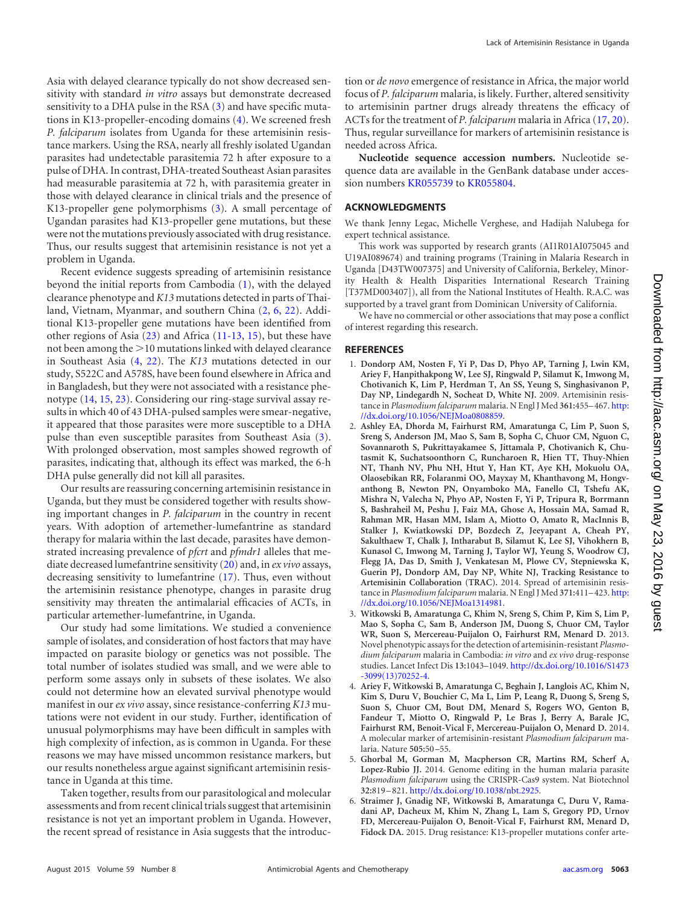Asia with delayed clearance typically do not show decreased sensitivity with standard *in vitro* assays but demonstrate decreased sensitivity to a DHA pulse in the RSA (3) and have specific mutations in K13-propeller-encoding domains (4). We screened fresh *P. falciparum* isolates from Uganda for these artemisinin resistance markers. Using the RSA, nearly all freshly isolated Ugandan parasites had undetectable parasitemia 72 h after exposure to a pulse of DHA. In contrast, DHA-treated Southeast Asian parasites had measurable parasitemia at 72 h, with parasitemia greater in those with delayed clearance in clinical trials and the presence of K13-propeller gene polymorphisms (3). A small percentage of Ugandan parasites had K13-propeller gene mutations, but these were not the mutations previously associated with drug resistance. Thus, our results suggest that artemisinin resistance is not yet a problem in Uganda.

Recent evidence suggests spreading of artemisinin resistance beyond the initial reports from Cambodia (1), with the delayed clearance phenotype and *K13* mutations detected in parts of Thailand, Vietnam, Myanmar, and southern China (2, 6, 22). Additional K13-propeller gene mutations have been identified from other regions of Asia (23) and Africa (11-13, 15), but these have not been among the >10 mutations linked with delayed clearance in Southeast Asia (4, 22). The *K13* mutations detected in our study, S522C and A578S, have been found elsewhere in Africa and in Bangladesh, but they were not associated with a resistance phenotype (14, 15, 23). Considering our ring-stage survival assay results in which 40 of 43 DHA-pulsed samples were smear-negative, it appeared that those parasites were more susceptible to a DHA pulse than even susceptible parasites from Southeast Asia (3). With prolonged observation, most samples showed regrowth of parasites, indicating that, although its effect was marked, the 6-h DHA pulse generally did not kill all parasites.

Our results are reassuring concerning artemisinin resistance in Uganda, but they must be considered together with results showing important changes in *P. falciparum* in the country in recent years. With adoption of artemether-lumefantrine as standard therapy for malaria within the last decade, parasites have demonstrated increasing prevalence of *pfcrt* and *pfmdr1* alleles that mediate decreased lumefantrine sensitivity (20) and, in *ex vivo* assays, decreasing sensitivity to lumefantrine (17). Thus, even without the artemisinin resistance phenotype, changes in parasite drug sensitivity may threaten the antimalarial efficacies of ACTs, in particular artemether-lumefantrine, in Uganda.

Our study had some limitations. We studied a convenience sample of isolates, and consideration of host factors that may have impacted on parasite biology or genetics was not possible. The total number of isolates studied was small, and we were able to perform some assays only in subsets of these isolates. We also could not determine how an elevated survival phenotype would manifest in our *ex vivo* assay, since resistance-conferring *K13* mutations were not evident in our study. Further, identification of unusual polymorphisms may have been difficult in samples with high complexity of infection, as is common in Uganda. For these reasons we may have missed uncommon resistance markers, but our results nonetheless argue against significant artemisinin resistance in Uganda at this time.

Taken together, results from our parasitological and molecular assessments and from recent clinical trials suggest that artemisinin resistance is not yet an important problem in Uganda. However, the recent spread of resistance in Asia suggests that the introduction or *de novo* emergence of resistance in Africa, the major world focus of *P. falciparum* malaria, is likely. Further, altered sensitivity to artemisinin partner drugs already threatens the efficacy of ACTs for the treatment of *P. falciparum* malaria in Africa (17, 20). Thus, regular surveillance for markers of artemisinin resistance is needed across Africa.

**Nucleotide sequence accession numbers.** Nucleotide sequence data are available in the GenBank database under accession numbers KR055739 to KR055804.

## ACKNOWLEDGMENTS

We thank Jenny Legac, Michelle Verghese, and Hadijah Nalubega for expert technical assistance.

This work was supported by research grants (AI1R01AI075045 and U19AI089674) and training programs (Training in Malaria Research in Uganda [D43TW007375] and University of California, Berkeley, Minority Health & Health Disparities International Research Training [T37MD003407]), all from the National Institutes of Health. R.A.C. was supported by a travel grant from Dominican University of California.

We have no commercial or other associations that may pose a conflict of interest regarding this research.

## REFERENCES

1. **Dondorp AM, Nosten F, Yi P, Das D, Phyo AP, Tarning J, Lwin KM, Ariey F, Hanpithakpong W, Lee SJ, Ringwald P, Silamut K, Imwong M, Chotivanich K, Lim P, Herdman T, An SS, Yeung S, Singhasivanon P, Day NP, Lindegardh N, Socheat D, White NJ.** 2009. Artemisinin resistance in *Plasmodium falciparum* malaria. N Engl J Med **361:**455–467. http://dx.doi.org/10.1056/NEJMoa0808859.
2. **Ashley EA, Dhorda M, Fairhurst RM, Amaratunga C, Lim P, Suon S, Sreng S, Anderson JM, Mao S, Sam B, Sopha C, Chuor CM, Nguon C, Sovannaroth S, Pukrittayakamee S, Jittamala P, Chotivanich K, Chutasmit K, Suchatsoonthorn C, Runcharoen R, Hien TT, Thuy-Nhien NT, Thanh NV, Phu NH, Htut Y, Han KT, Aye KH, Mokuolu OA, Olaosebikan RR, Folaranmi OO, Mayxay M, Khanthavong M, Hongvanthong B, Newton PN, Onyamboko MA, Fanello CI, Tshefu AK, Mishra N, Valecha N, Phyo AP, Nosten F, Yi P, Tripura R, Borrmann S, Bashraheil M, Peshu J, Faiz MA, Ghose A, Hossain MA, Samad R, Rahman MR, Hasan MM, Islam A, Miotto O, Amato R, MacInnis B, Stalker J, Kwiatkowski DP, Bozdech Z, Jeeyapant A, Cheah PY, Sakulthaew T, Chalk J, Intharabut B, Silamut K, Lee SJ, Vihokhern B, Kunasol C, Imwong M, Tarning J, Taylor WJ, Yeung S, Woodrow CJ, Flegg JA, Das D, Smith J, Venkatesan M, Plowe CV, Stepniewska K, Guerin PJ, Dondorp AM, Day NP, White NJ, Tracking Resistance to Artemisinin Collaboration (TRAC).** 2014. Spread of artemisinin resistance in *Plasmodium falciparum* malaria. N Engl J Med **371:**411–423. http://dx.doi.org/10.1056/NEJMoa1314981.
3. **Witkowski B, Amaratunga C, Khim N, Sreng S, Chim P, Kim S, Lim P, Mao S, Sopha C, Sam B, Anderson JM, Duong S, Chuor CM, Taylor WR, Suon S, Mercereau-Puijalon O, Fairhurst RM, Menard D.** 2013. Novel phenotypic assays for the detection of artemisinin-resistant *Plasmodium falciparum* malaria in Cambodia: *in vitro* and *ex vivo* drug-response studies. Lancet Infect Dis **13:**1043–1049. http://dx.doi.org/10.1016/S1473-3099(13)70252-4.
4. **Ariey F, Witkowski B, Amaratunga C, Beghain J, Langlois AC, Khim N, Kim S, Duru V, Bouchier C, Ma L, Lim P, Leang R, Duong S, Sreng S, Suon S, Chuor CM, Bout DM, Menard S, Rogers WO, Genton B, Fandeur T, Miotto O, Ringwald P, Le Bras J, Berry A, Barale JC, Fairhurst RM, Benoit-Vical F, Mercereau-Puijalon O, Menard D.** 2014. A molecular marker of artemisinin-resistant *Plasmodium falciparum* malaria. Nature **505:**50–55.
5. **Ghorbal M, Gorman M, Macpherson CR, Martins RM, Scherf A, Lopez-Rubio JJ.** 2014. Genome editing in the human malaria parasite *Plasmodium falciparum* using the CRISPR-Cas9 system. Nat Biotechnol **32:**819–821. http://dx.doi.org/10.1038/nbt.2925.
6. **Straimer J, Gnadig NF, Witkowski B, Amaratunga C, Duru V, Ramadani AP, Dacheux M, Khim N, Zhang L, Lam S, Gregory PD, Urnov FD, Mercereau-Puijalon O, Benoit-Vical F, Fairhurst RM, Menard D, Fidock DA.** 2015. Drug resistance: K13-propeller mutations confer arte-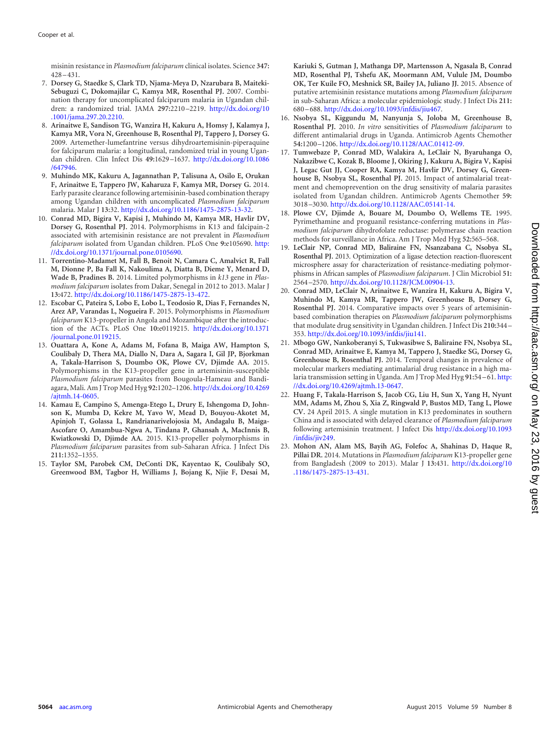misinin resistance in *Plasmodium falciparum* clinical isolates. Science **347:** 428–431.

7. **Dorsey G, Staedke S, Clark TD, Njama-Meya D, Nzarubara B, Maiteki-Sebuguzi C, Dokomajilar C, Kamya MR, Rosenthal PJ.** 2007. Combination therapy for uncomplicated falciparum malaria in Ugandan children: a randomized trial. JAMA **297:**2210–2219. http://dx.doi.org/10.1001/jama.297.20.2210.
8. **Arinaitwe E, Sandison TG, Wanzira H, Kakuru A, Homsy J, Kalamya J, Kamya MR, Vora N, Greenhouse B, Rosenthal PJ, Tappero J, Dorsey G.** 2009. Artemether-lumefantrine versus dihydroartemisinin-piperaquine for falciparum malaria: a longitudinal, randomized trial in young Ugandan children. Clin Infect Dis **49:**1629–1637. http://dx.doi.org/10.1086/647946.
9. **Muhindo MK, Kakuru A, Jagannathan P, Talisuna A, Osilo E, Orukan F, Arinaitwe E, Tappero JW, Kaharuza F, Kamya MR, Dorsey G.** 2014. Early parasite clearance following artemisinin-based combination therapy among Ugandan children with uncomplicated *Plasmodium falciparum* malaria. Malar J **13:**32. http://dx.doi.org/10.1186/1475-2875-13-32.
10. **Conrad MD, Bigira V, Kapisi J, Muhindo M, Kamya MR, Havlir DV, Dorsey G, Rosenthal PJ.** 2014. Polymorphisms in K13 and falcipain-2 associated with artemisinin resistance are not prevalent in *Plasmodium falciparum* isolated from Ugandan children. PLoS One **9:**e105690. http://dx.doi.org/10.1371/journal.pone.0105690.
11. **Torrentino-Madamet M, Fall B, Benoit N, Camara C, Amalvict R, Fall M, Dionne P, Ba Fall K, Nakoulima A, Diatta B, Dieme Y, Menard D, Wade B, Pradines B.** 2014. Limited polymorphisms in *k13* gene in *Plasmodium falciparum* isolates from Dakar, Senegal in 2012 to 2013. Malar J **13:**472. http://dx.doi.org/10.1186/1475-2875-13-472.
12. **Escobar C, Pateira S, Lobo E, Lobo L, Teodosio R, Dias F, Fernandes N, Arez AP, Varandas L, Nogueira F.** 2015. Polymorphisms in *Plasmodium falciparum* K13-propeller in Angola and Mozambique after the introduction of the ACTs. PLoS One **10:**e0119215. http://dx.doi.org/10.1371/journal.pone.0119215.
13. **Ouattara A, Kone A, Adams M, Fofana B, Maiga AW, Hampton S, Coulibaly D, Thera MA, Diallo N, Dara A, Sagara I, Gil JP, Bjorkman A, Takala-Harrison S, Doumbo OK, Plowe CV, Djimde AA.** 2015. Polymorphisms in the K13-propeller gene in artemisinin-susceptible *Plasmodium falciparum* parasites from Bougoula-Hameau and Bandiagara, Mali. Am J Trop Med Hyg **92:**1202–1206. http://dx.doi.org/10.4269/ajtmh.14-0605.
14. **Kamau E, Campino S, Amenga-Etego L, Drury E, Ishengoma D, Johnson K, Mumba D, Kekre M, Yavo W, Mead D, Bouyou-Akotet M, Apinjoh T, Golassa L, Randrianarivelojosia M, Andagalu B, Maiga-Ascofare O, Amambua-Ngwa A, Tindana P, Ghansah A, MacInnis B, Kwiatkowski D, Djimde AA.** 2015. K13-propeller polymorphisms in *Plasmodium falciparum* parasites from sub-Saharan Africa. J Infect Dis **211:**1352–1355.
15. **Taylor SM, Parobek CM, DeConti DK, Kayentao K, Coulibaly SO, Greenwood BM, Tagbor H, Williams J, Bojang K, Njie F, Desai M, Kariuki S, Gutman J, Mathanga DP, Martensson A, Ngasala B, Conrad MD, Rosenthal PJ, Tshefu AK, Moormann AM, Vulule JM, Doumbo OK, Ter Kuile FO, Meshnick SR, Bailey JA, Juliano JJ.** 2015. Absence of putative artemisinin resistance mutations among *Plasmodium falciparum* in sub-Saharan Africa: a molecular epidemiologic study. J Infect Dis **211:** 680–688. http://dx.doi.org/10.1093/infdis/jiu467.
16. **Nsobya SL, Kiggundu M, Nanyunja S, Joloba M, Greenhouse B, Rosenthal PJ.** 2010. *In vitro* sensitivities of *Plasmodium falciparum* to different antimalarial drugs in Uganda. Antimicrob Agents Chemother **54:**1200–1206. http://dx.doi.org/10.1128/AAC.01412-09.
17. **Tumwebaze P, Conrad MD, Walakira A, LeClair N, Byaruhanga O, Nakazibwe C, Kozak B, Bloome J, Okiring J, Kakuru A, Bigira V, Kapisi J, Legac Gut JJ, Cooper RA, Kamya M, Havlir DV, Dorsey G, Greenhouse B, Nsobya SL, Rosenthal PJ.** 2015. Impact of antimalarial treatment and chemoprevention on the drug sensitivity of malaria parasites isolated from Ugandan children. Antimicrob Agents Chemother **59:** 3018–3030. http://dx.doi.org/10.1128/AAC.05141-14.
18. **Plowe CV, Djimde A, Bouare M, Doumbo O, Wellems TE.** 1995. Pyrimethamine and proguanil resistance-conferring mutations in *Plasmodium falciparum* dihydrofolate reductase: polymerase chain reaction methods for surveillance in Africa. Am J Trop Med Hyg **52:**565–568.
19. **LeClair NP, Conrad MD, Baliraine FN, Nsanzabana C, Nsobya SL, Rosenthal PJ.** 2013. Optimization of a ligase detection reaction-fluorescent microsphere assay for characterization of resistance-mediating polymorphisms in African samples of *Plasmodium falciparum*. J Clin Microbiol **51:** 2564–2570. http://dx.doi.org/10.1128/JCM.00904-13.
20. **Conrad MD, LeClair N, Arinaitwe E, Wanzira H, Kakuru A, Bigira V, Muhindo M, Kamya MR, Tappero JW, Greenhouse B, Dorsey G, Rosenthal PJ.** 2014. Comparative impacts over 5 years of artemisinin-based combination therapies on *Plasmodium falciparum* polymorphisms that modulate drug sensitivity in Ugandan children. J Infect Dis **210:**344–353. http://dx.doi.org/10.1093/infdis/jiu141.
21. **Mbogo GW, Nankoberanyi S, Tukwasibwe S, Baliraine FN, Nsobya SL, Conrad MD, Arinaitwe E, Kamya M, Tappero J, Staedke SG, Dorsey G, Greenhouse B, Rosenthal PJ.** 2014. Temporal changes in prevalence of molecular markers mediating antimalarial drug resistance in a high malaria transmission setting in Uganda. Am J Trop Med Hyg **91:**54–61. http://dx.doi.org/10.4269/ajtmh.13-0647.
22. **Huang F, Takala-Harrison S, Jacob CG, Liu H, Sun X, Yang H, Nyunt MM, Adams M, Zhou S, Xia Z, Ringwald P, Bustos MD, Tang L, Plowe CV.** 24 April 2015. A single mutation in K13 predominates in southern China and is associated with delayed clearance of *Plasmodium falciparum* following artemisinin treatment. J Infect Dis http://dx.doi.org/10.1093/infdis/jiv249.
23. **Mohon AN, Alam MS, Bayih AG, Folefoc A, Shahinas D, Haque R, Pillai DR.** 2014. Mutations in *Plasmodium falciparum* K13-propeller gene from Bangladesh (2009 to 2013). Malar J **13:**431. http://dx.doi.org/10.1186/1475-2875-13-431.